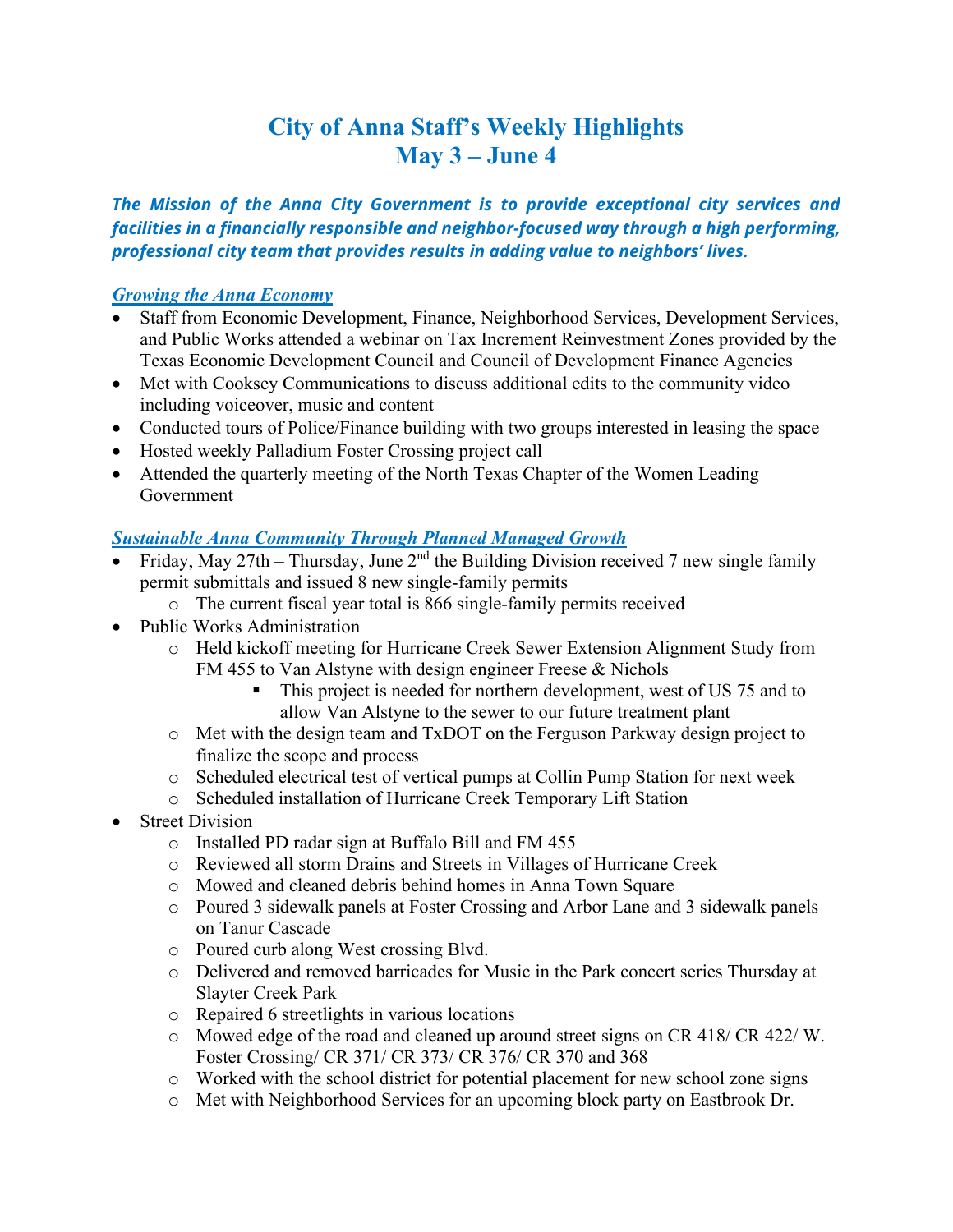# City of Anna Staff's Weekly Highlights
# May 3 – June 4

***The Mission of the Anna City Government is to provide exceptional city services and facilities in a financially responsible and neighbor-focused way through a high performing, professional city team that provides results in adding value to neighbors' lives.***

## *Growing the Anna Economy*

- Staff from Economic Development, Finance, Neighborhood Services, Development Services, and Public Works attended a webinar on Tax Increment Reinvestment Zones provided by the Texas Economic Development Council and Council of Development Finance Agencies
- Met with Cooksey Communications to discuss additional edits to the community video including voiceover, music and content
- Conducted tours of Police/Finance building with two groups interested in leasing the space
- Hosted weekly Palladium Foster Crossing project call
- Attended the quarterly meeting of the North Texas Chapter of the Women Leading Government

## *Sustainable Anna Community Through Planned Managed Growth*

- Friday, May 27th – Thursday, June 2nd the Building Division received 7 new single family permit submittals and issued 8 new single-family permits
  - The current fiscal year total is 866 single-family permits received
- Public Works Administration
  - Held kickoff meeting for Hurricane Creek Sewer Extension Alignment Study from FM 455 to Van Alstyne with design engineer Freese & Nichols
    - This project is needed for northern development, west of US 75 and to allow Van Alstyne to the sewer to our future treatment plant
  - Met with the design team and TxDOT on the Ferguson Parkway design project to finalize the scope and process
  - Scheduled electrical test of vertical pumps at Collin Pump Station for next week
  - Scheduled installation of Hurricane Creek Temporary Lift Station
- Street Division
  - Installed PD radar sign at Buffalo Bill and FM 455
  - Reviewed all storm Drains and Streets in Villages of Hurricane Creek
  - Mowed and cleaned debris behind homes in Anna Town Square
  - Poured 3 sidewalk panels at Foster Crossing and Arbor Lane and 3 sidewalk panels on Tanur Cascade
  - Poured curb along West crossing Blvd.
  - Delivered and removed barricades for Music in the Park concert series Thursday at Slayter Creek Park
  - Repaired 6 streetlights in various locations
  - Mowed edge of the road and cleaned up around street signs on CR 418/ CR 422/ W. Foster Crossing/ CR 371/ CR 373/ CR 376/ CR 370 and 368
  - Worked with the school district for potential placement for new school zone signs
  - Met with Neighborhood Services for an upcoming block party on Eastbrook Dr.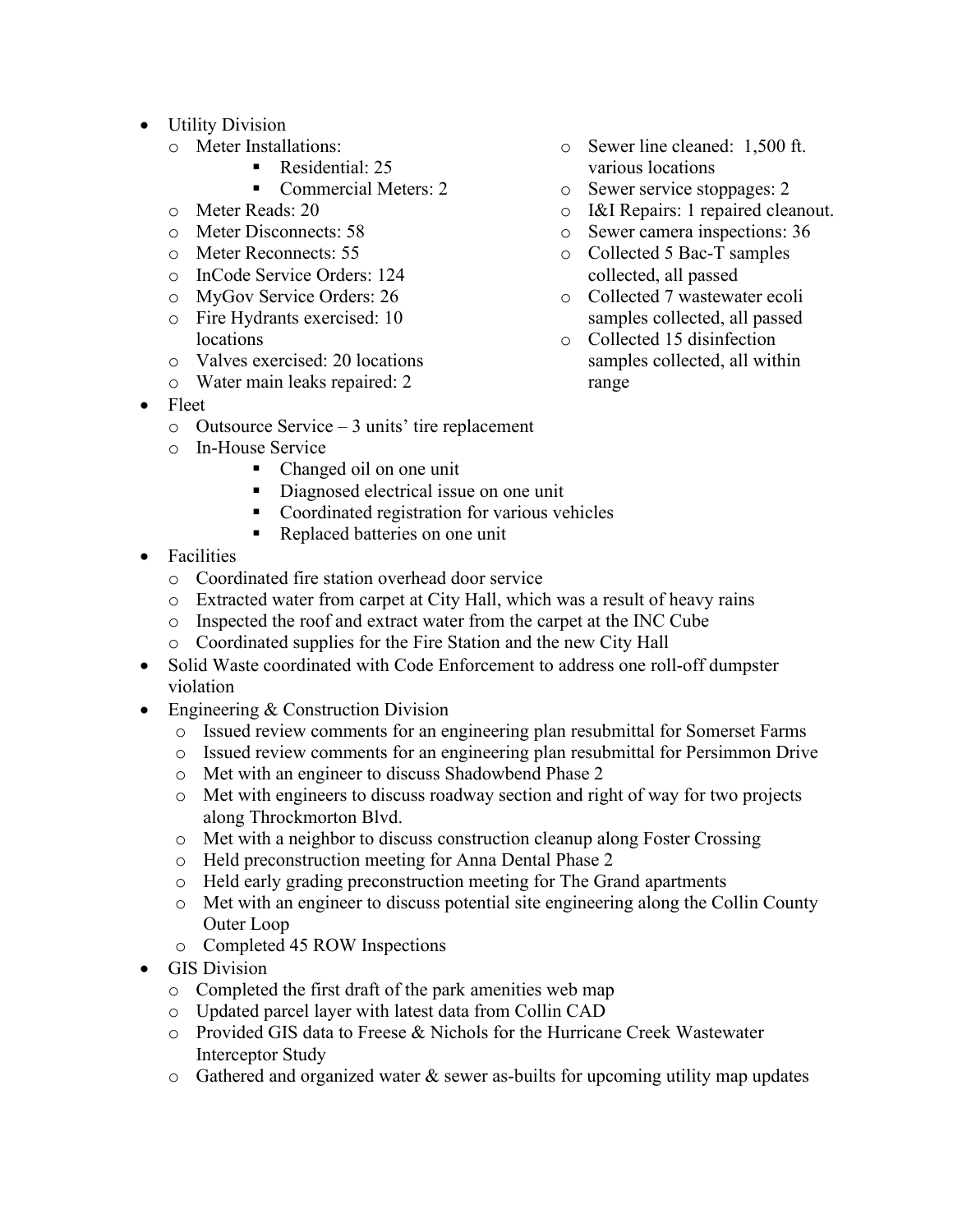- Utility Division
  - Meter Installations:
    - Residential: 25
    - Commercial Meters: 2
  - Meter Reads: 20
  - Meter Disconnects: 58
  - Meter Reconnects: 55
  - InCode Service Orders: 124
  - MyGov Service Orders: 26
  - Fire Hydrants exercised: 10 locations
  - Valves exercised: 20 locations
  - Water main leaks repaired: 2
  - Sewer line cleaned: 1,500 ft. various locations
  - Sewer service stoppages: 2
  - I&I Repairs: 1 repaired cleanout.
  - Sewer camera inspections: 36
  - Collected 5 Bac-T samples collected, all passed
  - Collected 7 wastewater ecoli samples collected, all passed
  - Collected 15 disinfection samples collected, all within range
- Fleet
  - Outsource Service – 3 units' tire replacement
  - In-House Service
    - Changed oil on one unit
    - Diagnosed electrical issue on one unit
    - Coordinated registration for various vehicles
    - Replaced batteries on one unit
- Facilities
  - Coordinated fire station overhead door service
  - Extracted water from carpet at City Hall, which was a result of heavy rains
  - Inspected the roof and extract water from the carpet at the INC Cube
  - Coordinated supplies for the Fire Station and the new City Hall
- Solid Waste coordinated with Code Enforcement to address one roll-off dumpster violation
- Engineering & Construction Division
  - Issued review comments for an engineering plan resubmittal for Somerset Farms
  - Issued review comments for an engineering plan resubmittal for Persimmon Drive
  - Met with an engineer to discuss Shadowbend Phase 2
  - Met with engineers to discuss roadway section and right of way for two projects along Throckmorton Blvd.
  - Met with a neighbor to discuss construction cleanup along Foster Crossing
  - Held preconstruction meeting for Anna Dental Phase 2
  - Held early grading preconstruction meeting for The Grand apartments
  - Met with an engineer to discuss potential site engineering along the Collin County Outer Loop
  - Completed 45 ROW Inspections
- GIS Division
  - Completed the first draft of the park amenities web map
  - Updated parcel layer with latest data from Collin CAD
  - Provided GIS data to Freese & Nichols for the Hurricane Creek Wastewater Interceptor Study
  - Gathered and organized water & sewer as-builts for upcoming utility map updates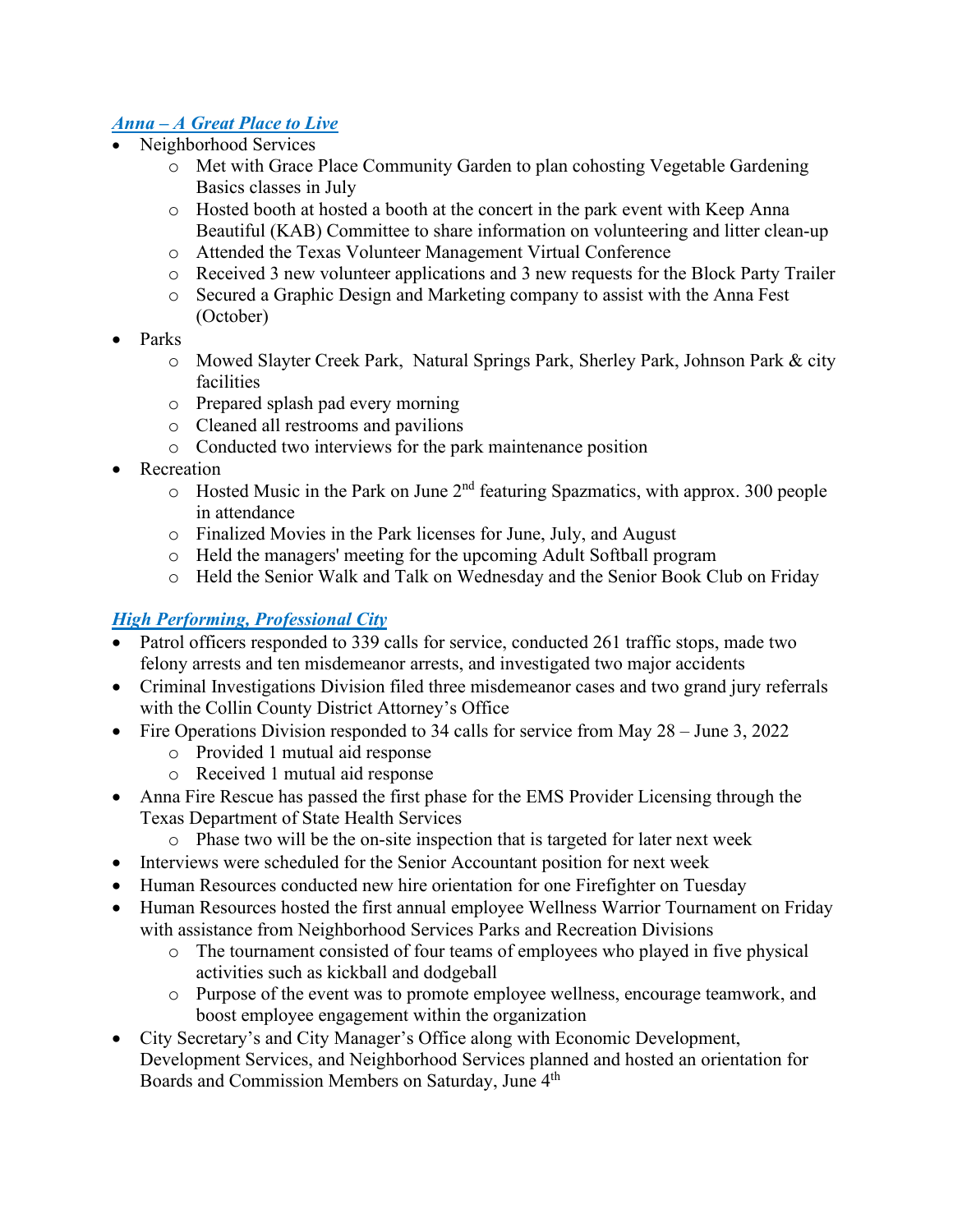## ***Anna – A Great Place to Live***

- Neighborhood Services
  - Met with Grace Place Community Garden to plan cohosting Vegetable Gardening Basics classes in July
  - Hosted booth at hosted a booth at the concert in the park event with Keep Anna Beautiful (KAB) Committee to share information on volunteering and litter clean-up
  - Attended the Texas Volunteer Management Virtual Conference
  - Received 3 new volunteer applications and 3 new requests for the Block Party Trailer
  - Secured a Graphic Design and Marketing company to assist with the Anna Fest (October)
- Parks
  - Mowed Slayter Creek Park, Natural Springs Park, Sherley Park, Johnson Park & city facilities
  - Prepared splash pad every morning
  - Cleaned all restrooms and pavilions
  - Conducted two interviews for the park maintenance position
- Recreation
  - Hosted Music in the Park on June 2nd featuring Spazmatics, with approx. 300 people in attendance
  - Finalized Movies in the Park licenses for June, July, and August
  - Held the managers' meeting for the upcoming Adult Softball program
  - Held the Senior Walk and Talk on Wednesday and the Senior Book Club on Friday

## ***High Performing, Professional City***

- Patrol officers responded to 339 calls for service, conducted 261 traffic stops, made two felony arrests and ten misdemeanor arrests, and investigated two major accidents
- Criminal Investigations Division filed three misdemeanor cases and two grand jury referrals with the Collin County District Attorney's Office
- Fire Operations Division responded to 34 calls for service from May 28 – June 3, 2022
  - Provided 1 mutual aid response
  - Received 1 mutual aid response
- Anna Fire Rescue has passed the first phase for the EMS Provider Licensing through the Texas Department of State Health Services
  - Phase two will be the on-site inspection that is targeted for later next week
- Interviews were scheduled for the Senior Accountant position for next week
- Human Resources conducted new hire orientation for one Firefighter on Tuesday
- Human Resources hosted the first annual employee Wellness Warrior Tournament on Friday with assistance from Neighborhood Services Parks and Recreation Divisions
  - The tournament consisted of four teams of employees who played in five physical activities such as kickball and dodgeball
  - Purpose of the event was to promote employee wellness, encourage teamwork, and boost employee engagement within the organization
- City Secretary's and City Manager's Office along with Economic Development, Development Services, and Neighborhood Services planned and hosted an orientation for Boards and Commission Members on Saturday, June 4th